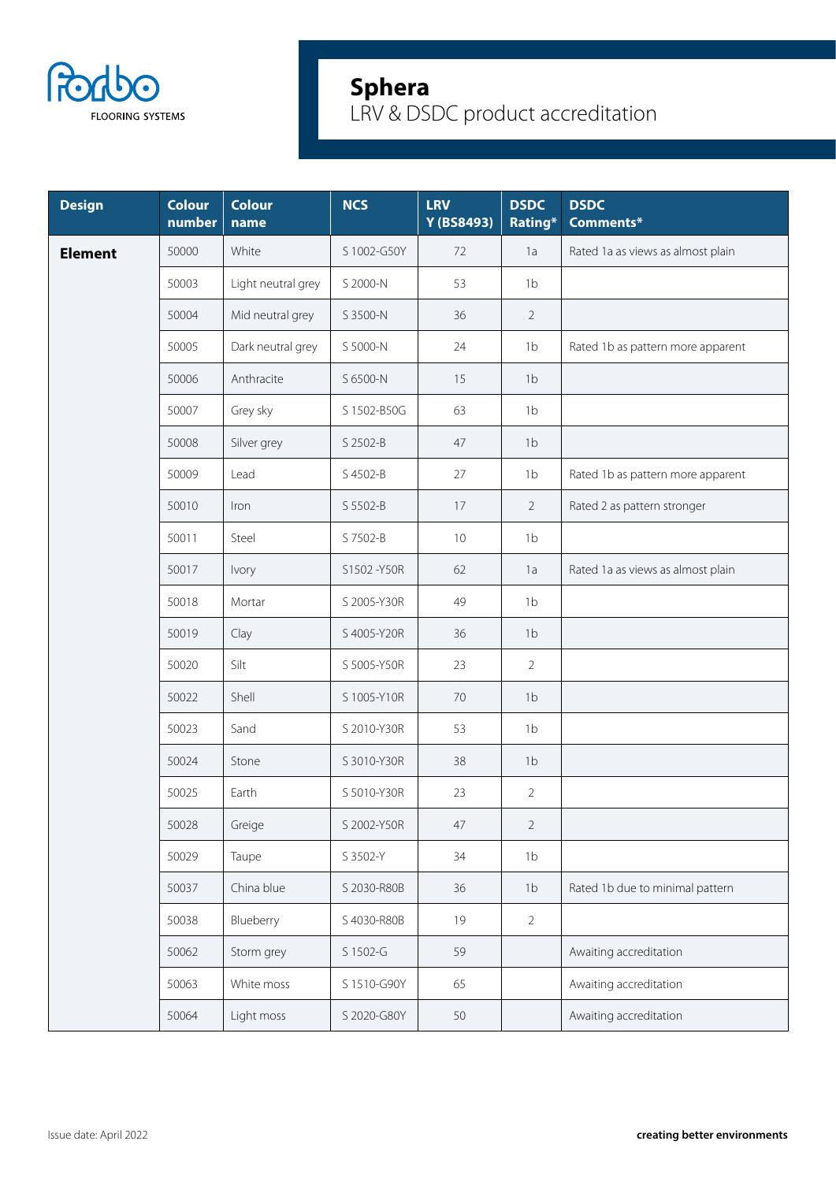# Sphera

LRV & DSDC product accreditation

| Design | Colour number | Colour name | NCS | LRV Y (BS8493) | DSDC Rating* | DSDC Comments* |
|---|---|---|---|---|---|---|
| **Element** | 50000 | White | S 1002-G50Y | 72 | 1a | Rated 1a as views as almost plain |
| | 50003 | Light neutral grey | S 2000-N | 53 | 1b | |
| | 50004 | Mid neutral grey | S 3500-N | 36 | 2 | |
| | 50005 | Dark neutral grey | S 5000-N | 24 | 1b | Rated 1b as pattern more apparent |
| | 50006 | Anthracite | S 6500-N | 15 | 1b | |
| | 50007 | Grey sky | S 1502-B50G | 63 | 1b | |
| | 50008 | Silver grey | S 2502-B | 47 | 1b | |
| | 50009 | Lead | S 4502-B | 27 | 1b | Rated 1b as pattern more apparent |
| | 50010 | Iron | S 5502-B | 17 | 2 | Rated 2 as pattern stronger |
| | 50011 | Steel | S 7502-B | 10 | 1b | |
| | 50017 | Ivory | S1502 -Y50R | 62 | 1a | Rated 1a as views as almost plain |
| | 50018 | Mortar | S 2005-Y30R | 49 | 1b | |
| | 50019 | Clay | S 4005-Y20R | 36 | 1b | |
| | 50020 | Silt | S 5005-Y50R | 23 | 2 | |
| | 50022 | Shell | S 1005-Y10R | 70 | 1b | |
| | 50023 | Sand | S 2010-Y30R | 53 | 1b | |
| | 50024 | Stone | S 3010-Y30R | 38 | 1b | |
| | 50025 | Earth | S 5010-Y30R | 23 | 2 | |
| | 50028 | Greige | S 2002-Y50R | 47 | 2 | |
| | 50029 | Taupe | S 3502-Y | 34 | 1b | |
| | 50037 | China blue | S 2030-R80B | 36 | 1b | Rated 1b due to minimal pattern |
| | 50038 | Blueberry | S 4030-R80B | 19 | 2 | |
| | 50062 | Storm grey | S 1502-G | 59 | | Awaiting accreditation |
| | 50063 | White moss | S 1510-G90Y | 65 | | Awaiting accreditation |
| | 50064 | Light moss | S 2020-G80Y | 50 | | Awaiting accreditation |

Issue date: April 2022

**creating better environments**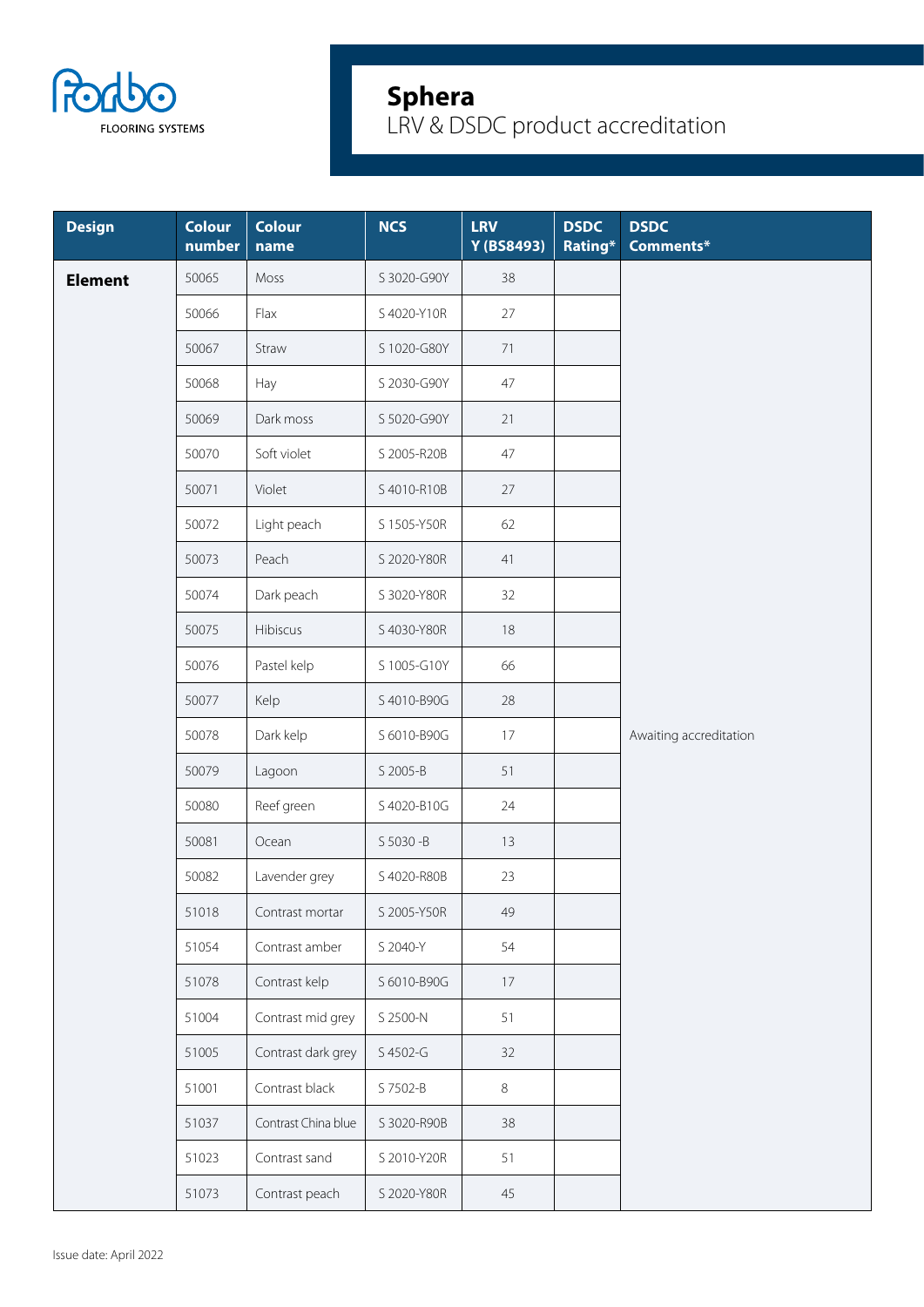# Sphera

LRV & DSDC product accreditation

| Design | Colour number | Colour name | NCS | LRV Y (BS8493) | DSDC Rating* | DSDC Comments* |
|---|---|---|---|---|---|---|
| **Element** | 50065 | Moss | S 3020-G90Y | 38 | | Awaiting accreditation |
| | 50066 | Flax | S 4020-Y10R | 27 | | |
| | 50067 | Straw | S 1020-G80Y | 71 | | |
| | 50068 | Hay | S 2030-G90Y | 47 | | |
| | 50069 | Dark moss | S 5020-G90Y | 21 | | |
| | 50070 | Soft violet | S 2005-R20B | 47 | | |
| | 50071 | Violet | S 4010-R10B | 27 | | |
| | 50072 | Light peach | S 1505-Y50R | 62 | | |
| | 50073 | Peach | S 2020-Y80R | 41 | | |
| | 50074 | Dark peach | S 3020-Y80R | 32 | | |
| | 50075 | Hibiscus | S 4030-Y80R | 18 | | |
| | 50076 | Pastel kelp | S 1005-G10Y | 66 | | |
| | 50077 | Kelp | S 4010-B90G | 28 | | |
| | 50078 | Dark kelp | S 6010-B90G | 17 | | |
| | 50079 | Lagoon | S 2005-B | 51 | | |
| | 50080 | Reef green | S 4020-B10G | 24 | | |
| | 50081 | Ocean | S 5030 -B | 13 | | |
| | 50082 | Lavender grey | S 4020-R80B | 23 | | |
| | 51018 | Contrast mortar | S 2005-Y50R | 49 | | |
| | 51054 | Contrast amber | S 2040-Y | 54 | | |
| | 51078 | Contrast kelp | S 6010-B90G | 17 | | |
| | 51004 | Contrast mid grey | S 2500-N | 51 | | |
| | 51005 | Contrast dark grey | S 4502-G | 32 | | |
| | 51001 | Contrast black | S 7502-B | 8 | | |
| | 51037 | Contrast China blue | S 3020-R90B | 38 | | |
| | 51023 | Contrast sand | S 2010-Y20R | 51 | | |
| | 51073 | Contrast peach | S 2020-Y80R | 45 | | |

Issue date: April 2022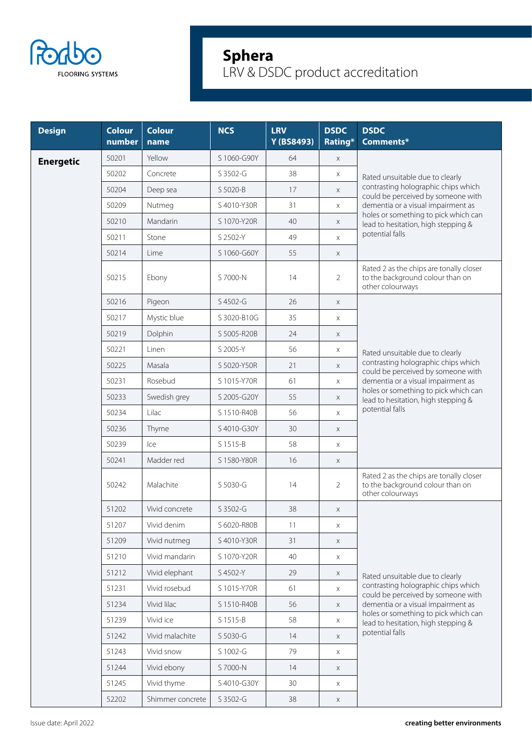# Sphera

LRV & DSDC product accreditation

| Design | Colour number | Colour name | NCS | LRV Y (BS8493) | DSDC Rating* | DSDC Comments* |
|---|---|---|---|---|---|---|
| **Energetic** | 50201 | Yellow | S 1060-G90Y | 64 | x | Rated unsuitable due to clearly contrasting holographic chips which could be perceived by someone with dementia or a visual impairment as holes or something to pick which can lead to hesitation, high stepping & potential falls |
| | 50202 | Concrete | S 3502-G | 38 | x | |
| | 50204 | Deep sea | S 5020-B | 17 | x | |
| | 50209 | Nutmeg | S 4010-Y30R | 31 | x | |
| | 50210 | Mandarin | S 1070-Y20R | 40 | x | |
| | 50211 | Stone | S 2502-Y | 49 | x | |
| | 50214 | Lime | S 1060-G60Y | 55 | x | |
| | 50215 | Ebony | S 7000-N | 14 | 2 | Rated 2 as the chips are tonally closer to the background colour than on other colourways |
| | 50216 | Pigeon | S 4502-G | 26 | x | Rated unsuitable due to clearly contrasting holographic chips which could be perceived by someone with dementia or a visual impairment as holes or something to pick which can lead to hesitation, high stepping & potential falls |
| | 50217 | Mystic blue | S 3020-B10G | 35 | x | |
| | 50219 | Dolphin | S 5005-R20B | 24 | x | |
| | 50221 | Linen | S 2005-Y | 56 | x | |
| | 50225 | Masala | S 5020-Y50R | 21 | x | |
| | 50231 | Rosebud | S 1015-Y70R | 61 | x | |
| | 50233 | Swedish grey | S 2005-G20Y | 55 | x | |
| | 50234 | Lilac | S 1510-R40B | 56 | x | |
| | 50236 | Thyme | S 4010-G30Y | 30 | x | |
| | 50239 | Ice | S 1515-B | 58 | x | |
| | 50241 | Madder red | S 1580-Y80R | 16 | x | |
| | 50242 | Malachite | S 5030-G | 14 | 2 | Rated 2 as the chips are tonally closer to the background colour than on other colourways |
| | 51202 | Vivid concrete | S 3502-G | 38 | x | Rated unsuitable due to clearly contrasting holographic chips which could be perceived by someone with dementia or a visual impairment as holes or something to pick which can lead to hesitation, high stepping & potential falls |
| | 51207 | Vivid denim | S 6020-R80B | 11 | x | |
| | 51209 | Vivid nutmeg | S 4010-Y30R | 31 | x | |
| | 51210 | Vivid mandarin | S 1070-Y20R | 40 | x | |
| | 51212 | Vivid elephant | S 4502-Y | 29 | x | |
| | 51231 | Vivid rosebud | S 1015-Y70R | 61 | x | |
| | 51234 | Vivid lilac | S 1510-R40B | 56 | x | |
| | 51239 | Vivid ice | S 1515-B | 58 | x | |
| | 51242 | Vivid malachite | S 5030-G | 14 | x | |
| | 51243 | Vivid snow | S 1002-G | 79 | x | |
| | 51244 | Vivid ebony | S 7000-N | 14 | x | |
| | 51245 | Vivid thyme | S 4010-G30Y | 30 | x | |
| | 52202 | Shimmer concrete | S 3502-G | 38 | x | |

Issue date: April 2022

**creating better environments**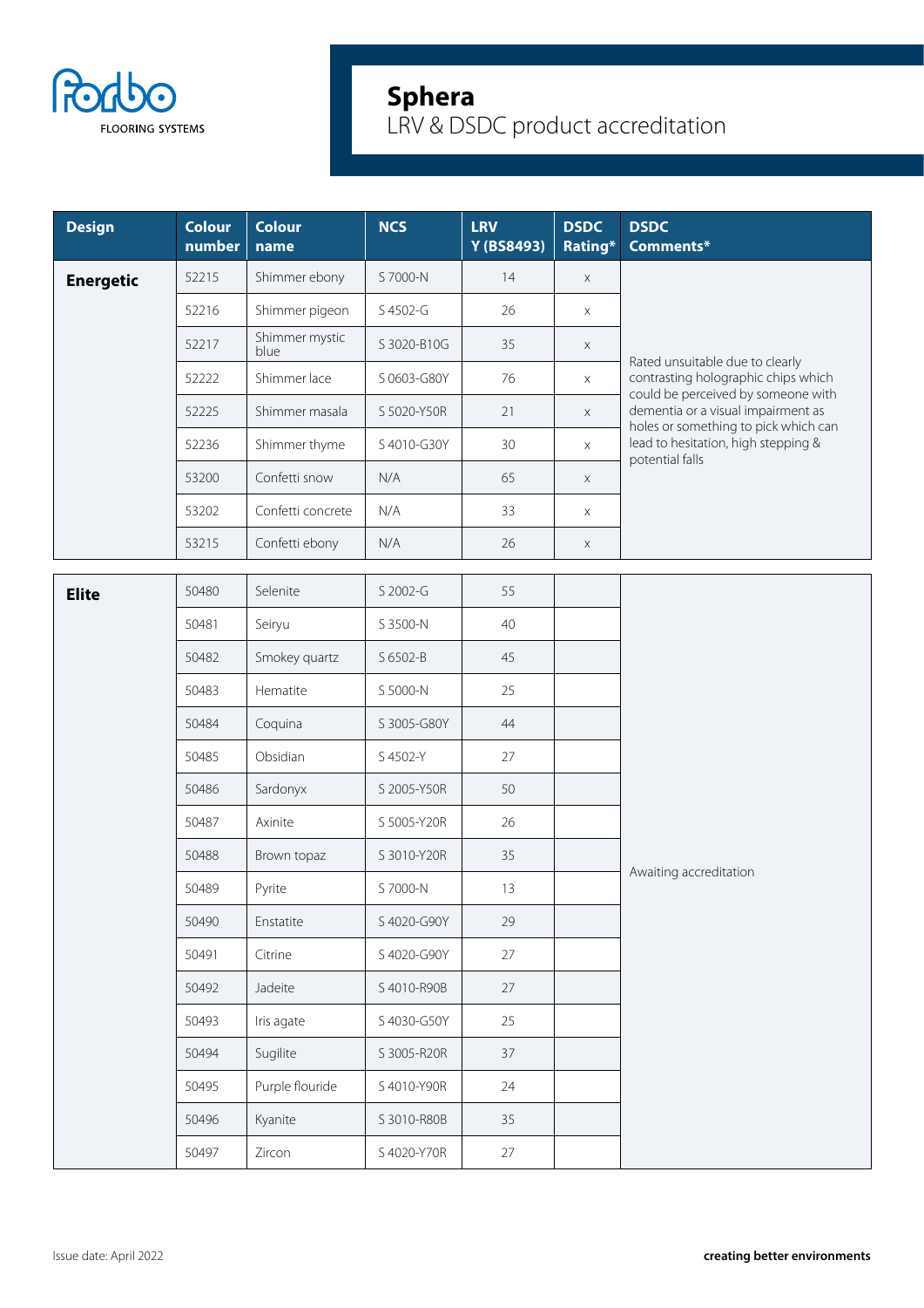Forbo FLOORING SYSTEMS

# Sphera

## LRV & DSDC product accreditation

| Design | Colour number | Colour name | NCS | LRV Y (BS8493) | DSDC Rating* | DSDC Comments* |
|---|---|---|---|---|---|---|
| **Energetic** | 52215 | Shimmer ebony | S 7000-N | 14 | x | Rated unsuitable due to clearly contrasting holographic chips which could be perceived by someone with dementia or a visual impairment as holes or something to pick which can lead to hesitation, high stepping & potential falls |
| | 52216 | Shimmer pigeon | S 4502-G | 26 | x | |
| | 52217 | Shimmer mystic blue | S 3020-B10G | 35 | x | |
| | 52222 | Shimmer lace | S 0603-G80Y | 76 | x | |
| | 52225 | Shimmer masala | S 5020-Y50R | 21 | x | |
| | 52236 | Shimmer thyme | S 4010-G30Y | 30 | x | |
| | 53200 | Confetti snow | N/A | 65 | x | |
| | 53202 | Confetti concrete | N/A | 33 | x | |
| | 53215 | Confetti ebony | N/A | 26 | x | |

| Design | Colour number | Colour name | NCS | LRV Y (BS8493) | DSDC Rating* | DSDC Comments* |
|---|---|---|---|---|---|---|
| **Elite** | 50480 | Selenite | S 2002-G | 55 | | Awaiting accreditation |
| | 50481 | Seiryu | S 3500-N | 40 | | |
| | 50482 | Smokey quartz | S 6502-B | 45 | | |
| | 50483 | Hematite | S 5000-N | 25 | | |
| | 50484 | Coquina | S 3005-G80Y | 44 | | |
| | 50485 | Obsidian | S 4502-Y | 27 | | |
| | 50486 | Sardonyx | S 2005-Y50R | 50 | | |
| | 50487 | Axinite | S 5005-Y20R | 26 | | |
| | 50488 | Brown topaz | S 3010-Y20R | 35 | | |
| | 50489 | Pyrite | S 7000-N | 13 | | |
| | 50490 | Enstatite | S 4020-G90Y | 29 | | |
| | 50491 | Citrine | S 4020-G90Y | 27 | | |
| | 50492 | Jadeite | S 4010-R90B | 27 | | |
| | 50493 | Iris agate | S 4030-G50Y | 25 | | |
| | 50494 | Sugilite | S 3005-R20R | 37 | | |
| | 50495 | Purple flouride | S 4010-Y90R | 24 | | |
| | 50496 | Kyanite | S 3010-R80B | 35 | | |
| | 50497 | Zircon | S 4020-Y70R | 27 | | |

Issue date: April 2022

**creating better environments**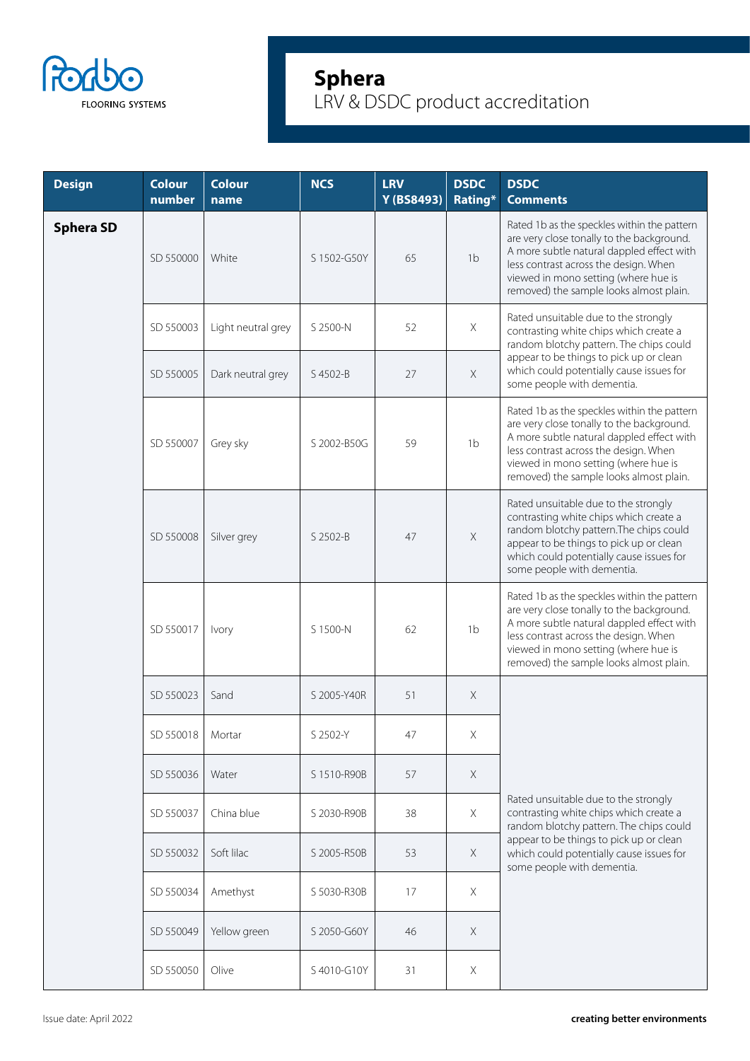# Sphera

LRV & DSDC product accreditation

| Design | Colour number | Colour name | NCS | LRV Y (BS8493) | DSDC Rating* | DSDC Comments |
|---|---|---|---|---|---|---|
| **Sphera SD** | SD 550000 | White | S 1502-G50Y | 65 | 1b | Rated 1b as the speckles within the pattern are very close tonally to the background. A more subtle natural dappled effect with less contrast across the design. When viewed in mono setting (where hue is removed) the sample looks almost plain. |
| | SD 550003 | Light neutral grey | S 2500-N | 52 | X | Rated unsuitable due to the strongly contrasting white chips which create a random blotchy pattern. The chips could appear to be things to pick up or clean which could potentially cause issues for some people with dementia. |
| | SD 550005 | Dark neutral grey | S 4502-B | 27 | X | |
| | SD 550007 | Grey sky | S 2002-B50G | 59 | 1b | Rated 1b as the speckles within the pattern are very close tonally to the background. A more subtle natural dappled effect with less contrast across the design. When viewed in mono setting (where hue is removed) the sample looks almost plain. |
| | SD 550008 | Silver grey | S 2502-B | 47 | X | Rated unsuitable due to the strongly contrasting white chips which create a random blotchy pattern.The chips could appear to be things to pick up or clean which could potentially cause issues for some people with dementia. |
| | SD 550017 | Ivory | S 1500-N | 62 | 1b | Rated 1b as the speckles within the pattern are very close tonally to the background. A more subtle natural dappled effect with less contrast across the design. When viewed in mono setting (where hue is removed) the sample looks almost plain. |
| | SD 550023 | Sand | S 2005-Y40R | 51 | X | Rated unsuitable due to the strongly contrasting white chips which create a random blotchy pattern. The chips could appear to be things to pick up or clean which could potentially cause issues for some people with dementia. |
| | SD 550018 | Mortar | S 2502-Y | 47 | X | |
| | SD 550036 | Water | S 1510-R90B | 57 | X | |
| | SD 550037 | China blue | S 2030-R90B | 38 | X | |
| | SD 550032 | Soft lilac | S 2005-R50B | 53 | X | |
| | SD 550034 | Amethyst | S 5030-R30B | 17 | X | |
| | SD 550049 | Yellow green | S 2050-G60Y | 46 | X | |
| | SD 550050 | Olive | S 4010-G10Y | 31 | X | |

Issue date: April 2022

**creating better environments**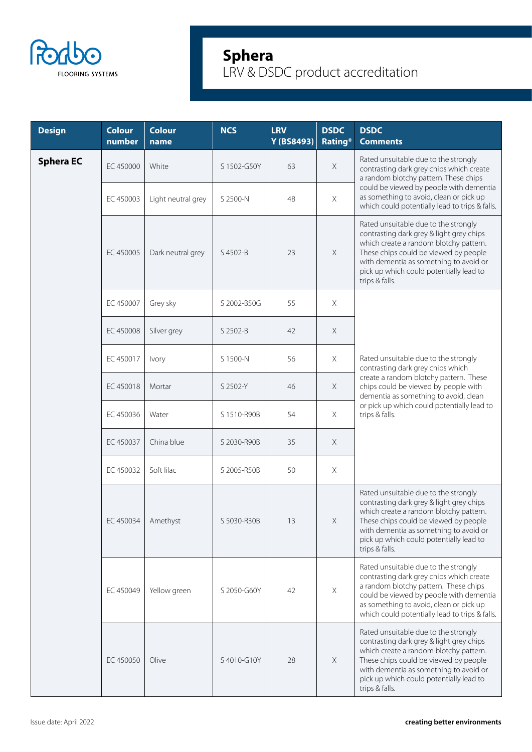# Sphera

LRV & DSDC product accreditation

| Design | Colour number | Colour name | NCS | LRV Y (BS8493) | DSDC Rating* | DSDC Comments |
|---|---|---|---|---|---|---|
| **Sphera EC** | EC 450000 | White | S 1502-G50Y | 63 | X | Rated unsuitable due to the strongly contrasting dark grey chips which create a random blotchy pattern. These chips could be viewed by people with dementia as something to avoid, clean or pick up which could potentially lead to trips & falls. |
| | EC 450003 | Light neutral grey | S 2500-N | 48 | X | |
| | EC 450005 | Dark neutral grey | S 4502-B | 23 | X | Rated unsuitable due to the strongly contrasting dark grey & light grey chips which create a random blotchy pattern. These chips could be viewed by people with dementia as something to avoid or pick up which could potentially lead to trips & falls. |
| | EC 450007 | Grey sky | S 2002-B50G | 55 | X | Rated unsuitable due to the strongly contrasting dark grey chips which create a random blotchy pattern. These chips could be viewed by people with dementia as something to avoid, clean or pick up which could potentially lead to trips & falls. |
| | EC 450008 | Silver grey | S 2502-B | 42 | X | |
| | EC 450017 | Ivory | S 1500-N | 56 | X | |
| | EC 450018 | Mortar | S 2502-Y | 46 | X | |
| | EC 450036 | Water | S 1510-R90B | 54 | X | |
| | EC 450037 | China blue | S 2030-R90B | 35 | X | |
| | EC 450032 | Soft lilac | S 2005-R50B | 50 | X | |
| | EC 450034 | Amethyst | S 5030-R30B | 13 | X | Rated unsuitable due to the strongly contrasting dark grey & light grey chips which create a random blotchy pattern. These chips could be viewed by people with dementia as something to avoid or pick up which could potentially lead to trips & falls. |
| | EC 450049 | Yellow green | S 2050-G60Y | 42 | X | Rated unsuitable due to the strongly contrasting dark grey chips which create a random blotchy pattern. These chips could be viewed by people with dementia as something to avoid, clean or pick up which could potentially lead to trips & falls. |
| | EC 450050 | Olive | S 4010-G10Y | 28 | X | Rated unsuitable due to the strongly contrasting dark grey & light grey chips which create a random blotchy pattern. These chips could be viewed by people with dementia as something to avoid or pick up which could potentially lead to trips & falls. |

Issue date: April 2022

**creating better environments**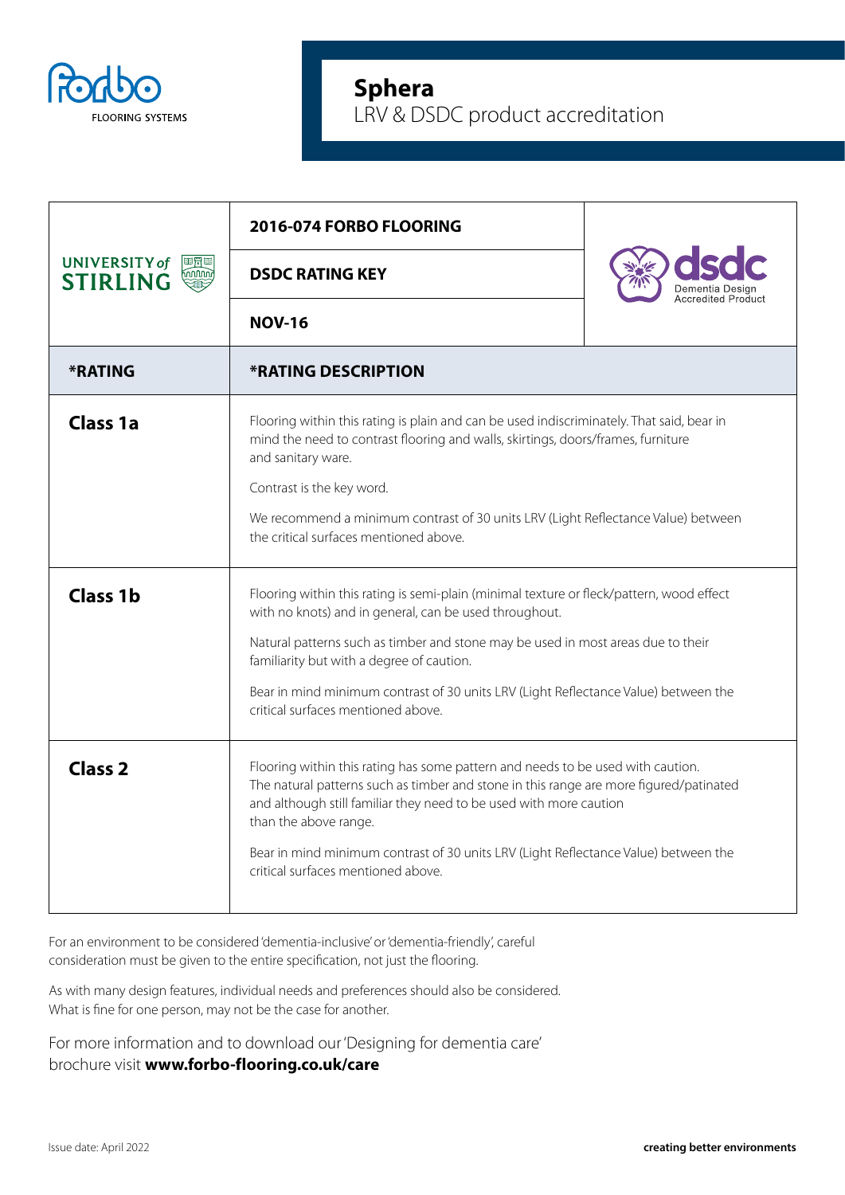# Sphera

LRV & DSDC product accreditation

| | | |
|---|---|---|
| UNIVERSITY of STIRLING | **2016-074 FORBO FLOORING** | dsdc Dementia Design Accredited Product |
| | **DSDC RATING KEY** | |
| | **NOV-16** | |

| *RATING | *RATING DESCRIPTION |
|---|---|
| **Class 1a** | Flooring within this rating is plain and can be used indiscriminately. That said, bear in mind the need to contrast flooring and walls, skirtings, doors/frames, furniture and sanitary ware.<br><br>Contrast is the key word.<br><br>We recommend a minimum contrast of 30 units LRV (Light Reflectance Value) between the critical surfaces mentioned above. |
| **Class 1b** | Flooring within this rating is semi-plain (minimal texture or fleck/pattern, wood effect with no knots) and in general, can be used throughout.<br><br>Natural patterns such as timber and stone may be used in most areas due to their familiarity but with a degree of caution.<br><br>Bear in mind minimum contrast of 30 units LRV (Light Reflectance Value) between the critical surfaces mentioned above. |
| **Class 2** | Flooring within this rating has some pattern and needs to be used with caution. The natural patterns such as timber and stone in this range are more figured/patinated and although still familiar they need to be used with more caution than the above range.<br><br>Bear in mind minimum contrast of 30 units LRV (Light Reflectance Value) between the critical surfaces mentioned above. |

For an environment to be considered 'dementia-inclusive' or 'dementia-friendly', careful consideration must be given to the entire specification, not just the flooring.

As with many design features, individual needs and preferences should also be considered. What is fine for one person, may not be the case for another.

For more information and to download our 'Designing for dementia care' brochure visit **www.forbo-flooring.co.uk/care**

Issue date: April 2022

**creating better environments**